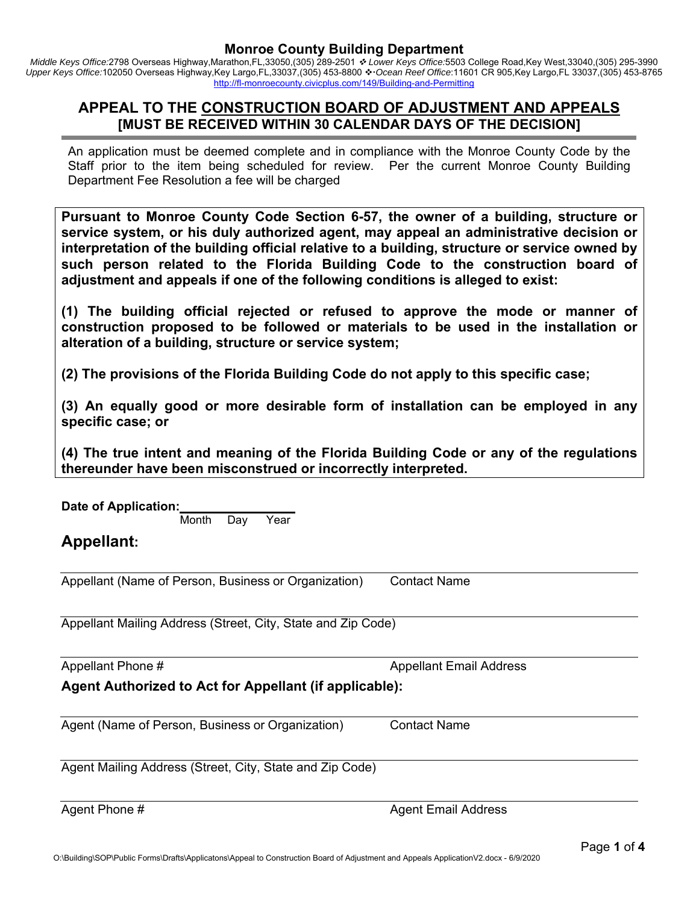# Monroe County Building Department

*Middle Keys Office:*2798 Overseas Highway,Marathon,FL,33050,(305) 289-2501 ❖ *Lower Keys Office:*5503 College Road,Key West,33040,(305) 295-3990
*Upper Keys Office:*102050 Overseas Highway,Key Largo,FL,33037,(305) 453-8800 ❖·*Ocean Reef Office*:11601 CR 905,Key Largo,FL 33037,(305) 453-8765
http://fl-monroecounty.civicplus.com/149/Building-and-Permitting

## APPEAL TO THE CONSTRUCTION BOARD OF ADJUSTMENT AND APPEALS
**[MUST BE RECEIVED WITHIN 30 CALENDAR DAYS OF THE DECISION]**

An application must be deemed complete and in compliance with the Monroe County Code by the Staff prior to the item being scheduled for review. Per the current Monroe County Building Department Fee Resolution a fee will be charged

**Pursuant to Monroe County Code Section 6-57, the owner of a building, structure or service system, or his duly authorized agent, may appeal an administrative decision or interpretation of the building official relative to a building, structure or service owned by such person related to the Florida Building Code to the construction board of adjustment and appeals if one of the following conditions is alleged to exist:**

**(1) The building official rejected or refused to approve the mode or manner of construction proposed to be followed or materials to be used in the installation or alteration of a building, structure or service system;**

**(2) The provisions of the Florida Building Code do not apply to this specific case;**

**(3) An equally good or more desirable form of installation can be employed in any specific case; or**

**(4) The true intent and meaning of the Florida Building Code or any of the regulations thereunder have been misconstrued or incorrectly interpreted.**

**Date of Application:** ____________________
Month Day Year

## Appellant:

______________________________________________________________________
Appellant (Name of Person, Business or Organization) Contact Name

______________________________________________________________________
Appellant Mailing Address (Street, City, State and Zip Code)

______________________________________________________________________
Appellant Phone # Appellant Email Address

**Agent Authorized to Act for Appellant (if applicable):**

______________________________________________________________________
Agent (Name of Person, Business or Organization) Contact Name

______________________________________________________________________
Agent Mailing Address (Street, City, State and Zip Code)

______________________________________________________________________
Agent Phone # Agent Email Address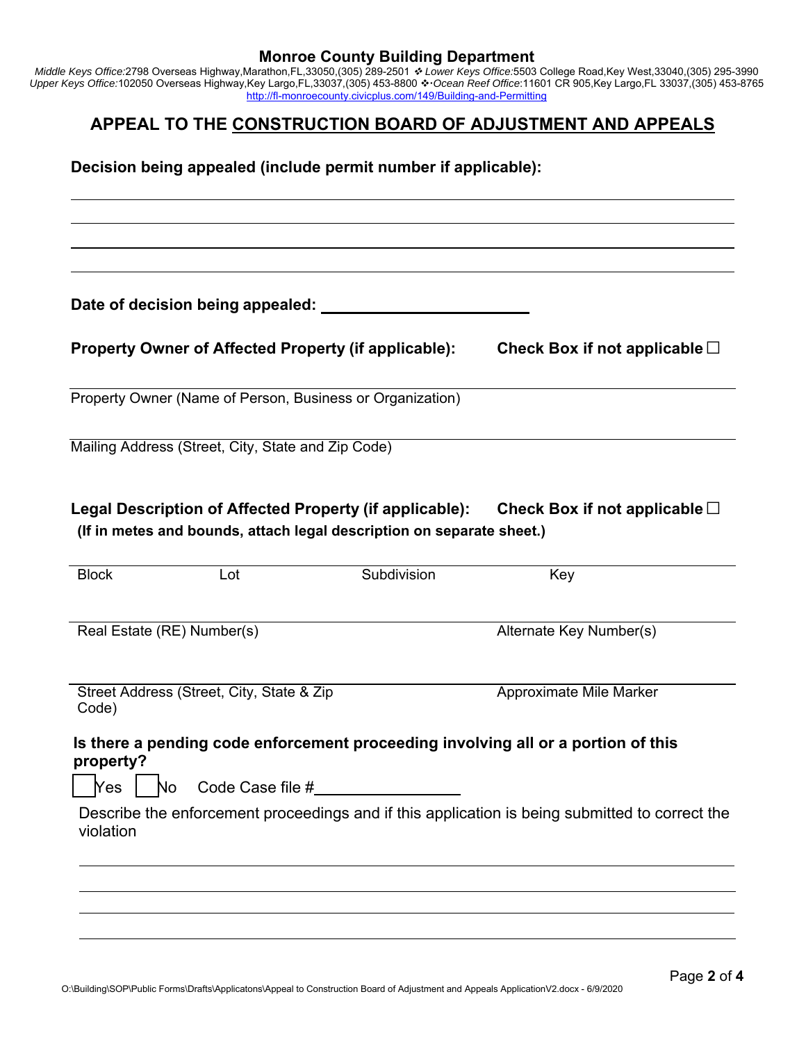**Monroe County Building Department**

*Middle Keys Office:*2798 Overseas Highway,Marathon,FL,33050,(305) 289-2501 ❖ *Lower Keys Office:*5503 College Road,Key West,33040,(305) 295-3990
*Upper Keys Office:*102050 Overseas Highway,Key Largo,FL,33037,(305) 453-8800 ❖ *Ocean Reef Office*:11601 CR 905,Key Largo,FL 33037,(305) 453-8765
http://fl-monroecounty.civicplus.com/149/Building-and-Permitting

# APPEAL TO THE CONSTRUCTION BOARD OF ADJUSTMENT AND APPEALS

**Decision being appealed (include permit number if applicable):**

______________________________________________________________________

______________________________________________________________________

______________________________________________________________________

______________________________________________________________________

**Date of decision being appealed:** ________________________

**Property Owner of Affected Property (if applicable):** **Check Box if not applicable** ☐

______________________________________________________________________
Property Owner (Name of Person, Business or Organization)

______________________________________________________________________
Mailing Address (Street, City, State and Zip Code)

**Legal Description of Affected Property (if applicable):** **Check Box if not applicable** ☐
**(If in metes and bounds, attach legal description on separate sheet.)**

______________________________________________________________________
Block Lot Subdivision Key

______________________________________________________________________
Real Estate (RE) Number(s) Alternate Key Number(s)

______________________________________________________________________
Street Address (Street, City, State & Zip Code) Approximate Mile Marker

**Is there a pending code enforcement proceeding involving all or a portion of this property?**

☐ Yes ☐ No Code Case file #________________

Describe the enforcement proceedings and if this application is being submitted to correct the violation

______________________________________________________________________

______________________________________________________________________

______________________________________________________________________

______________________________________________________________________

O:\Building\SOP\Public Forms\Drafts\Applicatons\Appeal to Construction Board of Adjustment and Appeals ApplicationV2.docx - 6/9/2020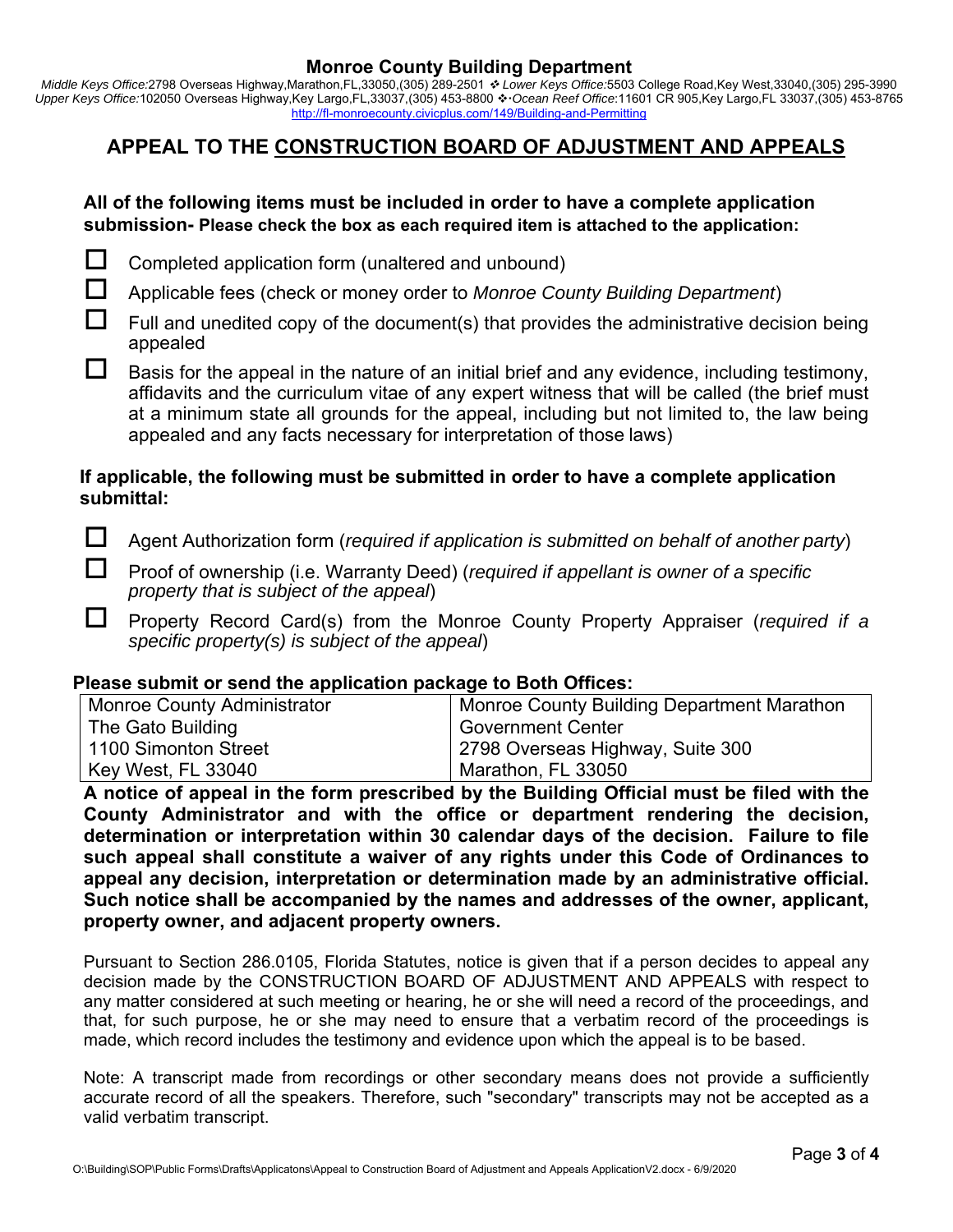# Monroe County Building Department

*Middle Keys Office:*2798 Overseas Highway,Marathon,FL,33050,(305) 289-2501 ❖ *Lower Keys Office:*5503 College Road,Key West,33040,(305) 295-3990
*Upper Keys Office:*102050 Overseas Highway,Key Largo,FL,33037,(305) 453-8800 ❖ *Ocean Reef Office*:11601 CR 905,Key Largo,FL 33037,(305) 453-8765
http://fl-monroecounty.civicplus.com/149/Building-and-Permitting

## APPEAL TO THE CONSTRUCTION BOARD OF ADJUSTMENT AND APPEALS

**All of the following items must be included in order to have a complete application submission- Please check the box as each required item is attached to the application:**

- ☐ Completed application form (unaltered and unbound)
- ☐ Applicable fees (check or money order to *Monroe County Building Department*)
- ☐ Full and unedited copy of the document(s) that provides the administrative decision being appealed
- ☐ Basis for the appeal in the nature of an initial brief and any evidence, including testimony, affidavits and the curriculum vitae of any expert witness that will be called (the brief must at a minimum state all grounds for the appeal, including but not limited to, the law being appealed and any facts necessary for interpretation of those laws)

**If applicable, the following must be submitted in order to have a complete application submittal:**

- ☐ Agent Authorization form (*required if application is submitted on behalf of another party*)
- ☐ Proof of ownership (i.e. Warranty Deed) (*required if appellant is owner of a specific property that is subject of the appeal*)
- ☐ Property Record Card(s) from the Monroe County Property Appraiser (*required if a specific property(s) is subject of the appeal*)

**Please submit or send the application package to Both Offices:**

| Monroe County Administrator | Monroe County Building Department Marathon |
|---|---|
| The Gato Building | Government Center |
| 1100 Simonton Street | 2798 Overseas Highway, Suite 300 |
| Key West, FL 33040 | Marathon, FL 33050 |

**A notice of appeal in the form prescribed by the Building Official must be filed with the County Administrator and with the office or department rendering the decision, determination or interpretation within 30 calendar days of the decision. Failure to file such appeal shall constitute a waiver of any rights under this Code of Ordinances to appeal any decision, interpretation or determination made by an administrative official. Such notice shall be accompanied by the names and addresses of the owner, applicant, property owner, and adjacent property owners.**

Pursuant to Section 286.0105, Florida Statutes, notice is given that if a person decides to appeal any decision made by the CONSTRUCTION BOARD OF ADJUSTMENT AND APPEALS with respect to any matter considered at such meeting or hearing, he or she will need a record of the proceedings, and that, for such purpose, he or she may need to ensure that a verbatim record of the proceedings is made, which record includes the testimony and evidence upon which the appeal is to be based.

Note: A transcript made from recordings or other secondary means does not provide a sufficiently accurate record of all the speakers. Therefore, such "secondary" transcripts may not be accepted as a valid verbatim transcript.

O:\Building\SOP\Public Forms\Drafts\Applicatons\Appeal to Construction Board of Adjustment and Appeals ApplicationV2.docx - 6/9/2020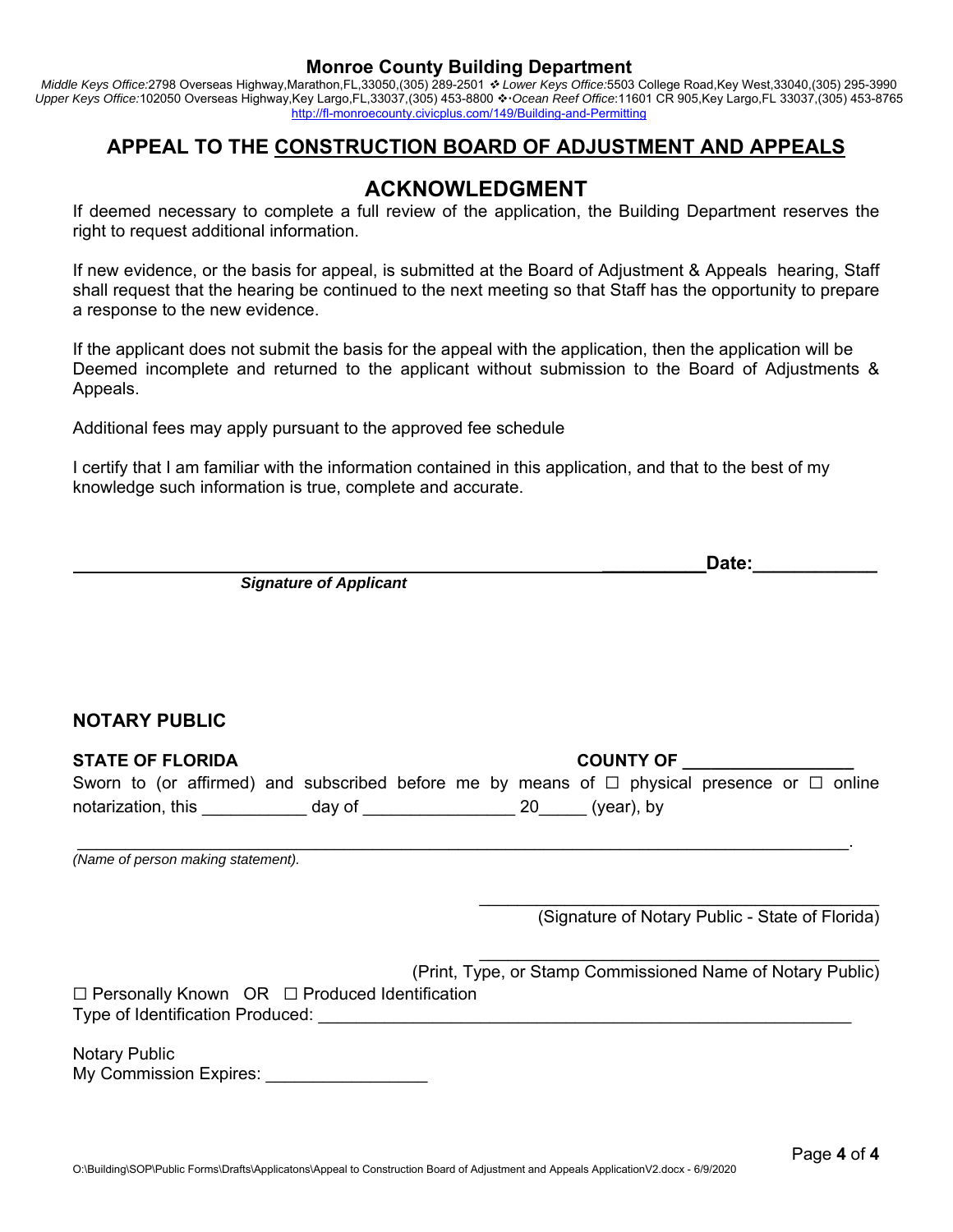# Monroe County Building Department

*Middle Keys Office:*2798 Overseas Highway,Marathon,FL,33050,(305) 289-2501 ❖ *Lower Keys Office:*5503 College Road,Key West,33040,(305) 295-3990
*Upper Keys Office:*102050 Overseas Highway,Key Largo,FL,33037,(305) 453-8800 ❖·*Ocean Reef Office*:11601 CR 905,Key Largo,FL 33037,(305) 453-8765
http://fl-monroecounty.civicplus.com/149/Building-and-Permitting

## APPEAL TO THE CONSTRUCTION BOARD OF ADJUSTMENT AND APPEALS

## ACKNOWLEDGMENT

If deemed necessary to complete a full review of the application, the Building Department reserves the right to request additional information.

If new evidence, or the basis for appeal, is submitted at the Board of Adjustment & Appeals hearing, Staff shall request that the hearing be continued to the next meeting so that Staff has the opportunity to prepare a response to the new evidence.

If the applicant does not submit the basis for the appeal with the application, then the application will be Deemed incomplete and returned to the applicant without submission to the Board of Adjustments & Appeals.

Additional fees may apply pursuant to the approved fee schedule

I certify that I am familiar with the information contained in this application, and that to the best of my knowledge such information is true, complete and accurate.

_____________________________________________________________ **Date:____________**

***Signature of Applicant***

**NOTARY PUBLIC**

**STATE OF FLORIDA** **COUNTY OF _________________**

Sworn to (or affirmed) and subscribed before me by means of ☐ physical presence or ☐ online notarization, this ___________ day of ________________ 20_____ (year), by

_____________________________________________________________________________.

*(Name of person making statement).*

__________________________________________
(Signature of Notary Public - State of Florida)

__________________________________________
(Print, Type, or Stamp Commissioned Name of Notary Public)

☐ Personally Known OR ☐ Produced Identification

Type of Identification Produced: ________________________________________________________

Notary Public

My Commission Expires: ________________

O:\Building\SOP\Public Forms\Drafts\Applicatons\Appeal to Construction Board of Adjustment and Appeals ApplicationV2.docx - 6/9/2020